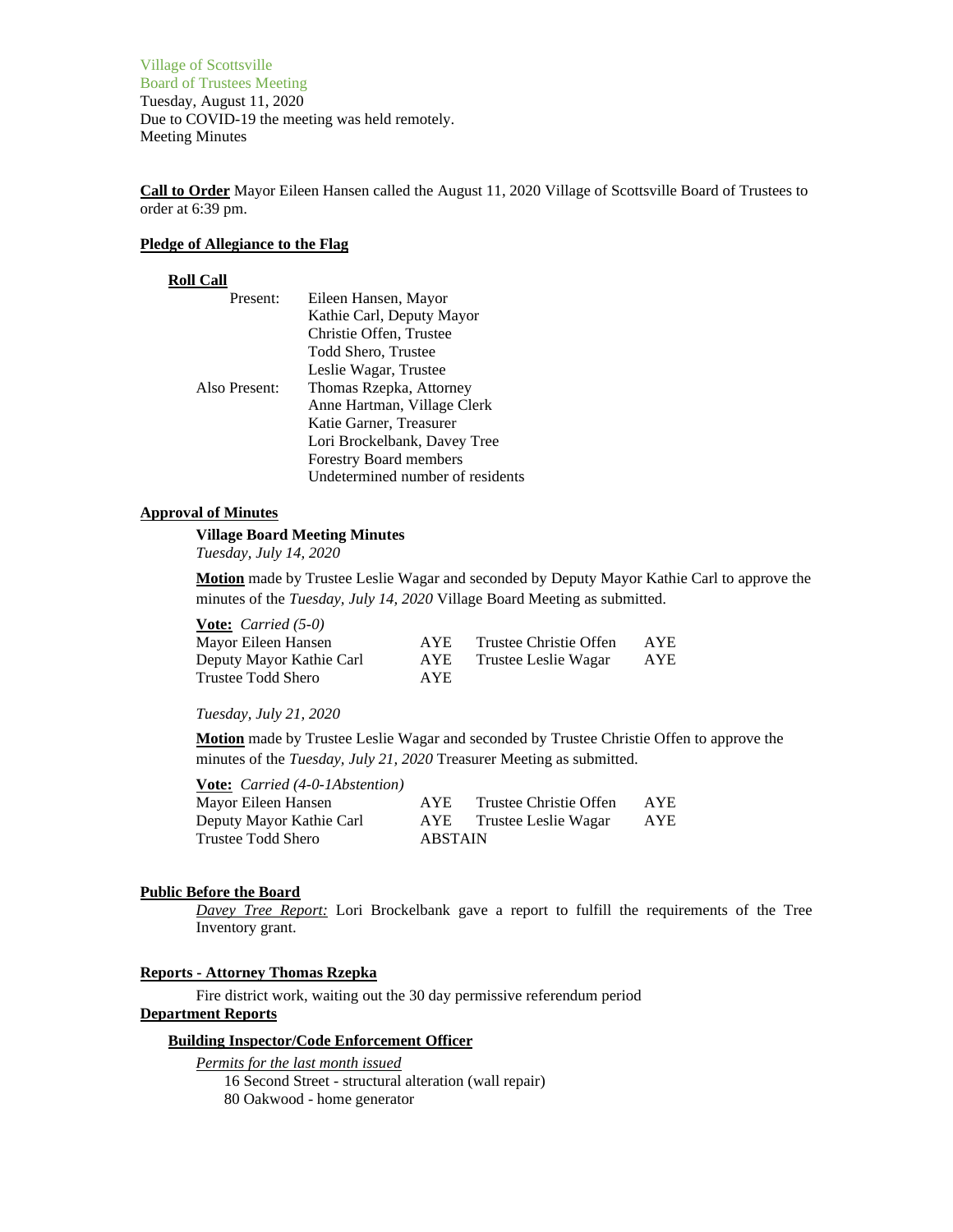Village of Scottsville
Board of Trustees Meeting
Tuesday, August 11, 2020
Due to COVID-19 the meeting was held remotely.
Meeting Minutes

**Call to Order** Mayor Eileen Hansen called the August 11, 2020 Village of Scottsville Board of Trustees to order at 6:39 pm.

**Pledge of Allegiance to the Flag**

**Roll Call**

| | |
|---|---|
| Present: | Eileen Hansen, Mayor |
| | Kathie Carl, Deputy Mayor |
| | Christie Offen, Trustee |
| | Todd Shero, Trustee |
| | Leslie Wagar, Trustee |
| Also Present: | Thomas Rzepka, Attorney |
| | Anne Hartman, Village Clerk |
| | Katie Garner, Treasurer |
| | Lori Brockelbank, Davey Tree |
| | Forestry Board members |
| | Undetermined number of residents |

**Approval of Minutes**

**Village Board Meeting Minutes**
*Tuesday, July 14, 2020*

**Motion** made by Trustee Leslie Wagar and seconded by Deputy Mayor Kathie Carl to approve the minutes of the *Tuesday, July 14, 2020* Village Board Meeting as submitted.

**Vote:** *Carried (5-0)*

| | | | |
|---|---|---|---|
| Mayor Eileen Hansen | AYE | Trustee Christie Offen | AYE |
| Deputy Mayor Kathie Carl | AYE | Trustee Leslie Wagar | AYE |
| Trustee Todd Shero | AYE | | |

*Tuesday, July 21, 2020*

**Motion** made by Trustee Leslie Wagar and seconded by Trustee Christie Offen to approve the minutes of the *Tuesday, July 21, 2020* Treasurer Meeting as submitted.

**Vote:** *Carried (4-0-1Abstention)*

| | | | |
|---|---|---|---|
| Mayor Eileen Hansen | AYE | Trustee Christie Offen | AYE |
| Deputy Mayor Kathie Carl | AYE | Trustee Leslie Wagar | AYE |
| Trustee Todd Shero | ABSTAIN | | |

**Public Before the Board**

*Davey Tree Report:* Lori Brockelbank gave a report to fulfill the requirements of the Tree Inventory grant.

**Reports - Attorney Thomas Rzepka**

Fire district work, waiting out the 30 day permissive referendum period

**Department Reports**

**Building Inspector/Code Enforcement Officer**

*Permits for the last month issued*

16 Second Street - structural alteration (wall repair)
80 Oakwood - home generator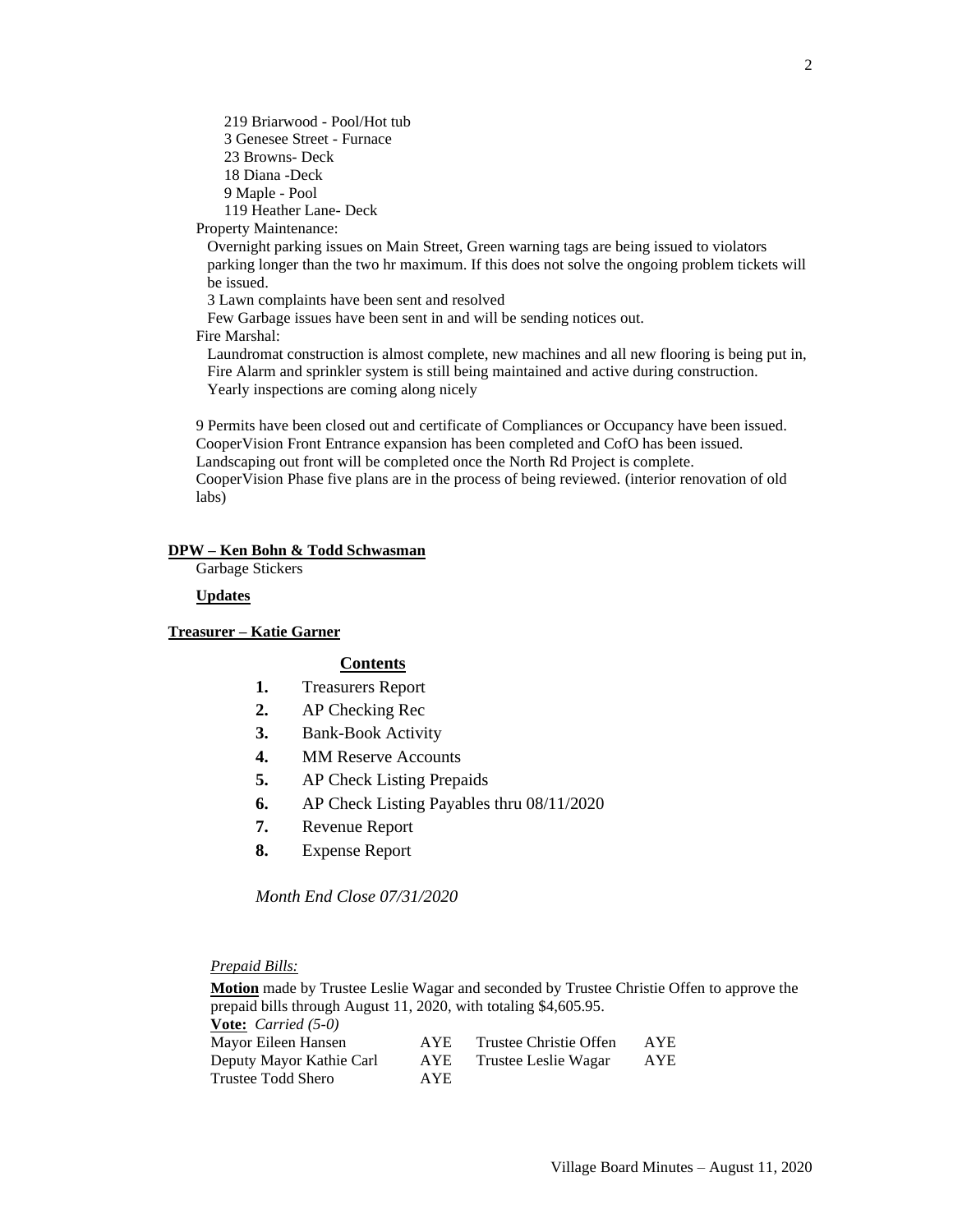219 Briarwood - Pool/Hot tub
3 Genesee Street - Furnace
23 Browns- Deck
18 Diana -Deck
9 Maple - Pool
119 Heather Lane- Deck

Property Maintenance:

Overnight parking issues on Main Street, Green warning tags are being issued to violators parking longer than the two hr maximum. If this does not solve the ongoing problem tickets will be issued.

3 Lawn complaints have been sent and resolved

Few Garbage issues have been sent in and will be sending notices out.

Fire Marshal:

Laundromat construction is almost complete, new machines and all new flooring is being put in, Fire Alarm and sprinkler system is still being maintained and active during construction.

Yearly inspections are coming along nicely

9 Permits have been closed out and certificate of Compliances or Occupancy have been issued.
CooperVision Front Entrance expansion has been completed and CofO has been issued.
Landscaping out front will be completed once the North Rd Project is complete.
CooperVision Phase five plans are in the process of being reviewed. (interior renovation of old labs)

**DPW – Ken Bohn & Todd Schwasman**

Garbage Stickers

**Updates**

**Treasurer – Katie Garner**

**Contents**

1. Treasurers Report
2. AP Checking Rec
3. Bank-Book Activity
4. MM Reserve Accounts
5. AP Check Listing Prepaids
6. AP Check Listing Payables thru 08/11/2020
7. Revenue Report
8. Expense Report

*Month End Close 07/31/2020*

*Prepaid Bills:*

**Motion** made by Trustee Leslie Wagar and seconded by Trustee Christie Offen to approve the prepaid bills through August 11, 2020, with totaling $4,605.95.

**Vote:** *Carried (5-0)*

| | | | |
|---|---|---|---|
| Mayor Eileen Hansen | AYE | Trustee Christie Offen | AYE |
| Deputy Mayor Kathie Carl | AYE | Trustee Leslie Wagar | AYE |
| Trustee Todd Shero | AYE | | |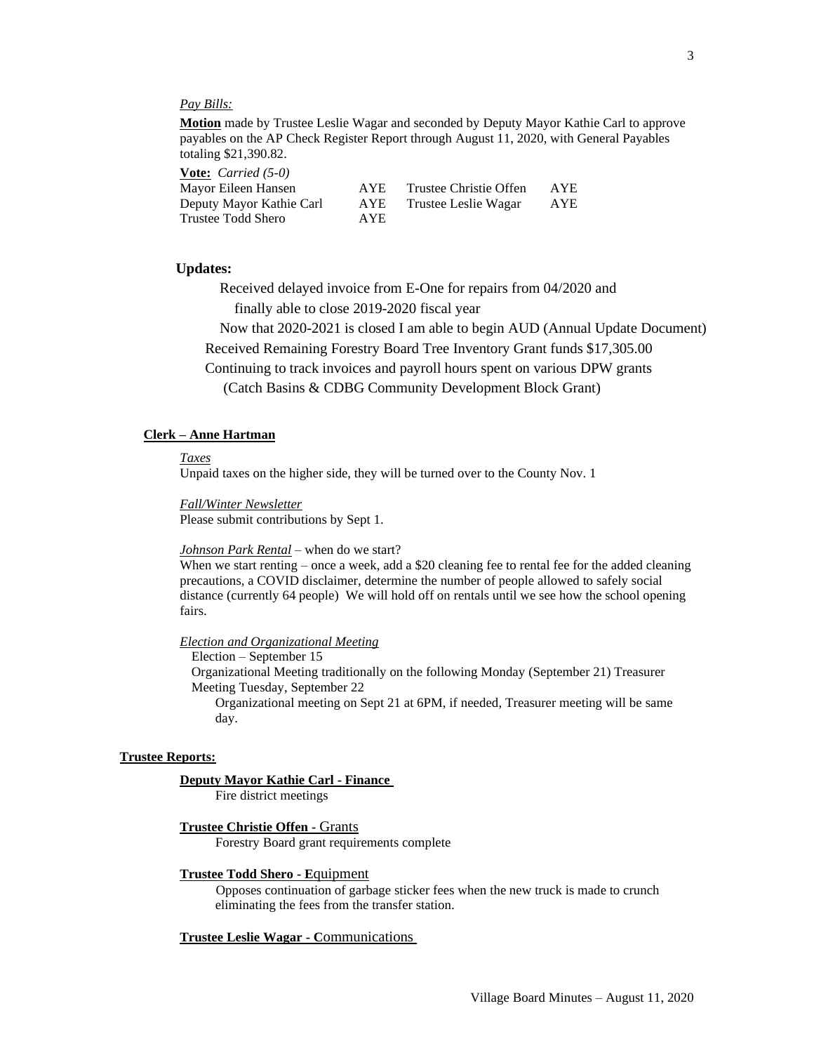*Pay Bills:*

**Motion** made by Trustee Leslie Wagar and seconded by Deputy Mayor Kathie Carl to approve payables on the AP Check Register Report through August 11, 2020, with General Payables totaling $21,390.82.

**Vote:** *Carried (5-0)*

| | | | |
|---|---|---|---|
| Mayor Eileen Hansen | AYE | Trustee Christie Offen | AYE |
| Deputy Mayor Kathie Carl | AYE | Trustee Leslie Wagar | AYE |
| Trustee Todd Shero | AYE | | |

**Updates:**

Received delayed invoice from E-One for repairs from 04/2020 and finally able to close 2019-2020 fiscal year

Now that 2020-2021 is closed I am able to begin AUD (Annual Update Document)

Received Remaining Forestry Board Tree Inventory Grant funds $17,305.00

Continuing to track invoices and payroll hours spent on various DPW grants (Catch Basins & CDBG Community Development Block Grant)

**Clerk – Anne Hartman**

*Taxes*

Unpaid taxes on the higher side, they will be turned over to the County Nov. 1

*Fall/Winter Newsletter*

Please submit contributions by Sept 1.

*Johnson Park Rental* – when do we start?

When we start renting – once a week, add a $20 cleaning fee to rental fee for the added cleaning precautions, a COVID disclaimer, determine the number of people allowed to safely social distance (currently 64 people) We will hold off on rentals until we see how the school opening fairs.

*Election and Organizational Meeting*

Election – September 15

Organizational Meeting traditionally on the following Monday (September 21) Treasurer Meeting Tuesday, September 22

Organizational meeting on Sept 21 at 6PM, if needed, Treasurer meeting will be same day.

**Trustee Reports:**

**Deputy Mayor Kathie Carl - Finance**

Fire district meetings

**Trustee Christie Offen** - Grants

Forestry Board grant requirements complete

**Trustee Todd Shero - E**quipment

Opposes continuation of garbage sticker fees when the new truck is made to crunch eliminating the fees from the transfer station.

**Trustee Leslie Wagar - C**ommunications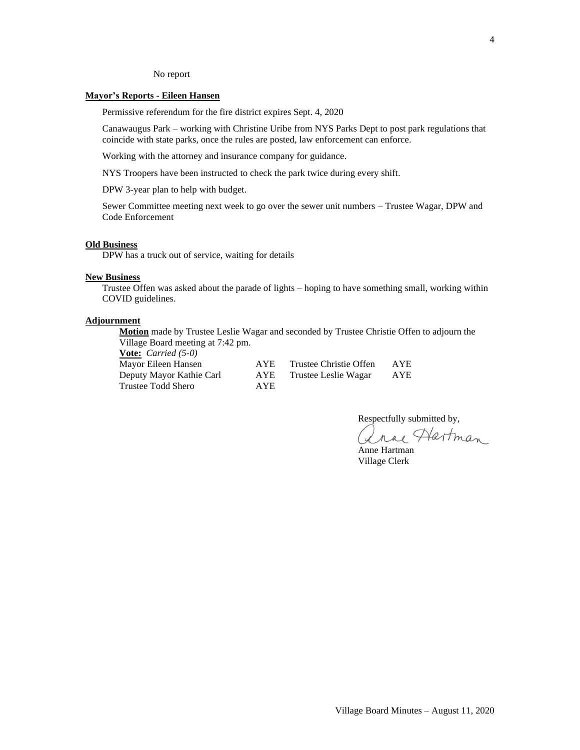No report

**Mayor's Reports - Eileen Hansen**

Permissive referendum for the fire district expires Sept. 4, 2020

Canawaugus Park – working with Christine Uribe from NYS Parks Dept to post park regulations that coincide with state parks, once the rules are posted, law enforcement can enforce.

Working with the attorney and insurance company for guidance.

NYS Troopers have been instructed to check the park twice during every shift.

DPW 3-year plan to help with budget.

Sewer Committee meeting next week to go over the sewer unit numbers – Trustee Wagar, DPW and Code Enforcement

**Old Business**

DPW has a truck out of service, waiting for details

**New Business**

Trustee Offen was asked about the parade of lights – hoping to have something small, working within COVID guidelines.

**Adjournment**

**Motion** made by Trustee Leslie Wagar and seconded by Trustee Christie Offen to adjourn the Village Board meeting at 7:42 pm.

**Vote:** *Carried (5-0)*

| | | | |
|---|---|---|---|
| Mayor Eileen Hansen | AYE | Trustee Christie Offen | AYE |
| Deputy Mayor Kathie Carl | AYE | Trustee Leslie Wagar | AYE |
| Trustee Todd Shero | AYE | | |

Respectfully submitted by,

Anne Hartman

Anne Hartman
Village Clerk

Village Board Minutes – August 11, 2020